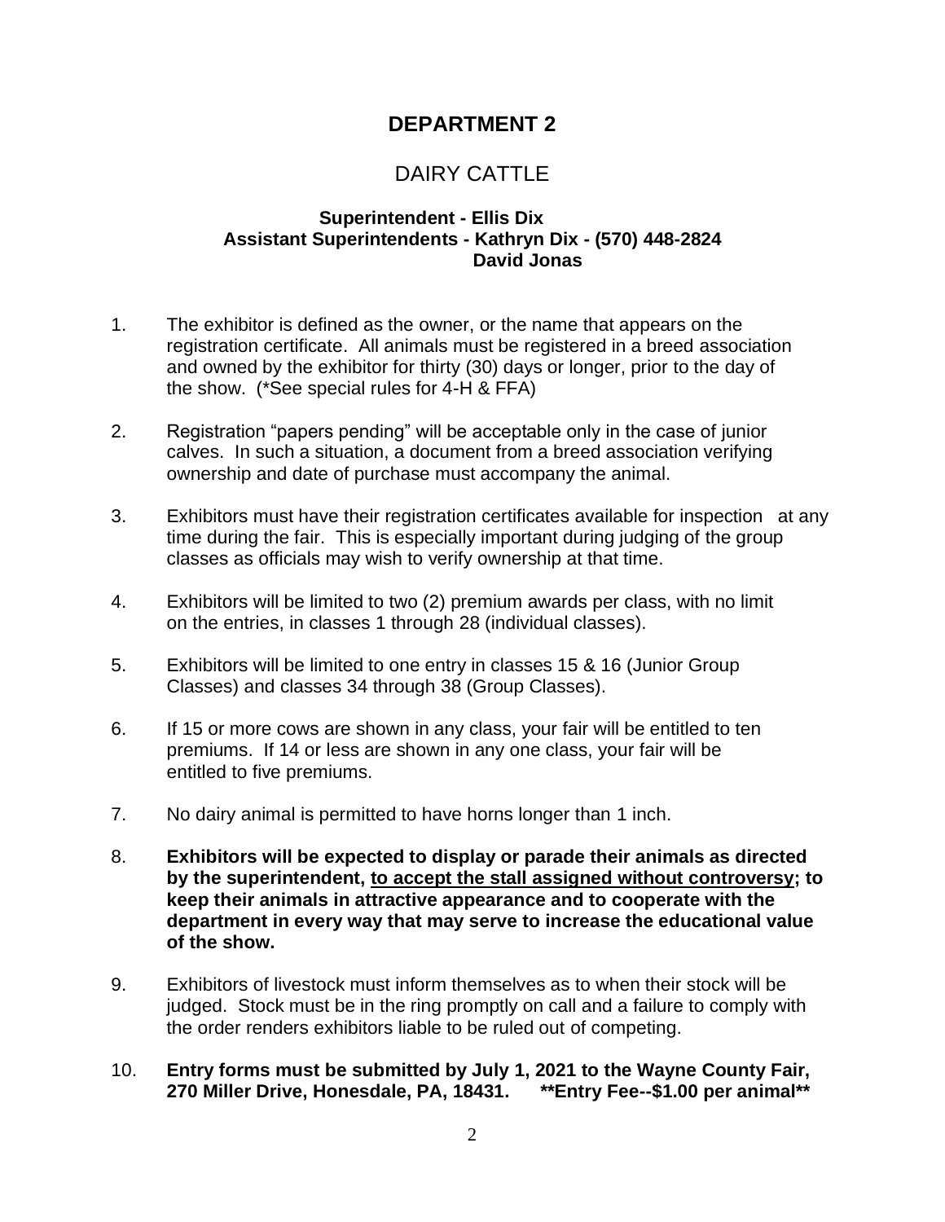# DEPARTMENT 2

## DAIRY CATTLE

**Superintendent - Ellis Dix**
**Assistant Superintendents - Kathryn Dix - (570) 448-2824**
**David Jonas**

1. The exhibitor is defined as the owner, or the name that appears on the registration certificate. All animals must be registered in a breed association and owned by the exhibitor for thirty (30) days or longer, prior to the day of the show. (*See special rules for 4-H & FFA)

2. Registration "papers pending" will be acceptable only in the case of junior calves. In such a situation, a document from a breed association verifying ownership and date of purchase must accompany the animal.

3. Exhibitors must have their registration certificates available for inspection at any time during the fair. This is especially important during judging of the group classes as officials may wish to verify ownership at that time.

4. Exhibitors will be limited to two (2) premium awards per class, with no limit on the entries, in classes 1 through 28 (individual classes).

5. Exhibitors will be limited to one entry in classes 15 & 16 (Junior Group Classes) and classes 34 through 38 (Group Classes).

6. If 15 or more cows are shown in any class, your fair will be entitled to ten premiums. If 14 or less are shown in any one class, your fair will be entitled to five premiums.

7. No dairy animal is permitted to have horns longer than 1 inch.

8. **Exhibitors will be expected to display or parade their animals as directed by the superintendent, <u>to accept the stall assigned without controversy</u>; to keep their animals in attractive appearance and to cooperate with the department in every way that may serve to increase the educational value of the show.**

9. Exhibitors of livestock must inform themselves as to when their stock will be judged. Stock must be in the ring promptly on call and a failure to comply with the order renders exhibitors liable to be ruled out of competing.

10. **Entry forms must be submitted by July 1, 2021 to the Wayne County Fair, 270 Miller Drive, Honesdale, PA, 18431. \*\*Entry Fee--$1.00 per animal\*\***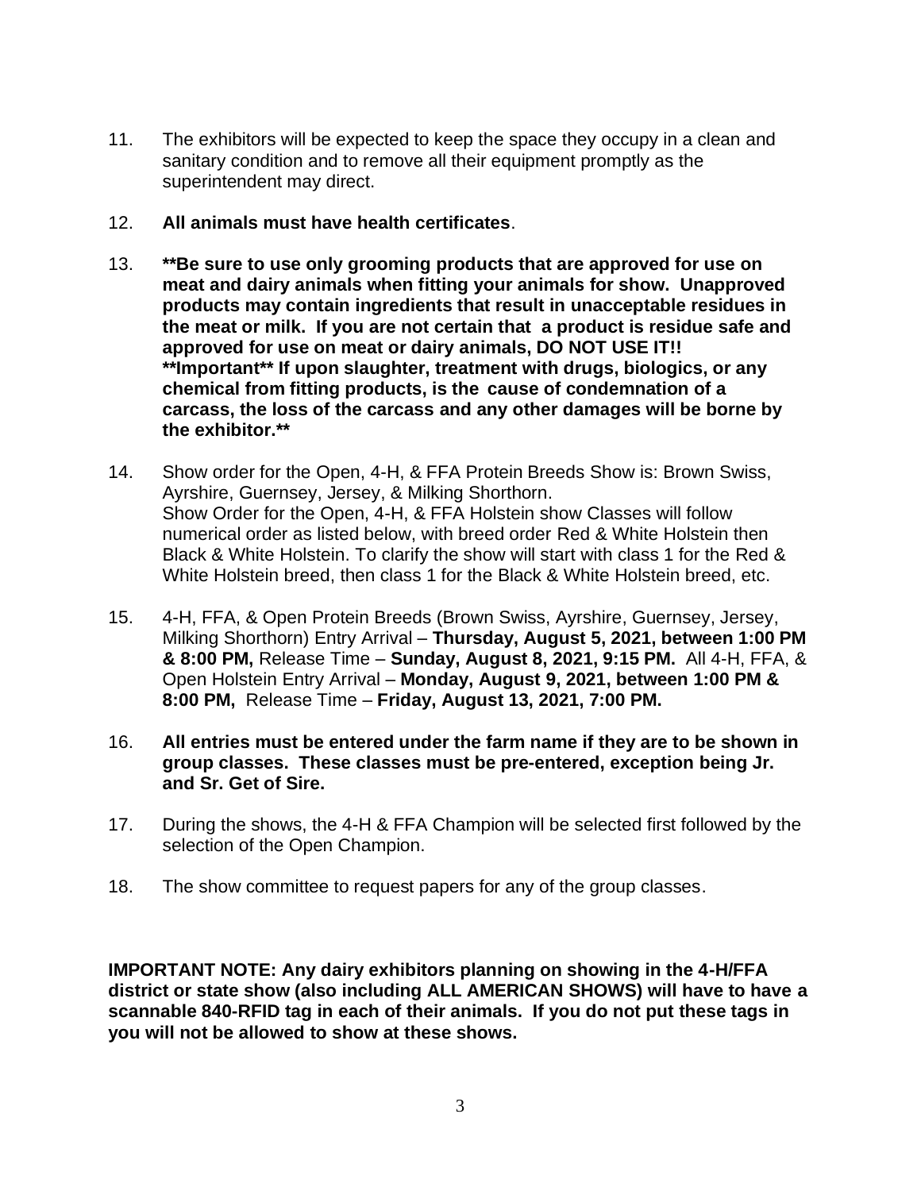11. The exhibitors will be expected to keep the space they occupy in a clean and sanitary condition and to remove all their equipment promptly as the superintendent may direct.

12. **All animals must have health certificates**.

13. **\*\*Be sure to use only grooming products that are approved for use on meat and dairy animals when fitting your animals for show. Unapproved products may contain ingredients that result in unacceptable residues in the meat or milk. If you are not certain that a product is residue safe and approved for use on meat or dairy animals, DO NOT USE IT!! \*\*Important\*\* If upon slaughter, treatment with drugs, biologics, or any chemical from fitting products, is the cause of condemnation of a carcass, the loss of the carcass and any other damages will be borne by the exhibitor.\*\***

14. Show order for the Open, 4-H, & FFA Protein Breeds Show is: Brown Swiss, Ayrshire, Guernsey, Jersey, & Milking Shorthorn.
    Show Order for the Open, 4-H, & FFA Holstein show Classes will follow numerical order as listed below, with breed order Red & White Holstein then Black & White Holstein. To clarify the show will start with class 1 for the Red & White Holstein breed, then class 1 for the Black & White Holstein breed, etc.

15. 4-H, FFA, & Open Protein Breeds (Brown Swiss, Ayrshire, Guernsey, Jersey, Milking Shorthorn) Entry Arrival – **Thursday, August 5, 2021, between 1:00 PM & 8:00 PM,** Release Time – **Sunday, August 8, 2021, 9:15 PM.** All 4-H, FFA, & Open Holstein Entry Arrival – **Monday, August 9, 2021, between 1:00 PM & 8:00 PM,** Release Time – **Friday, August 13, 2021, 7:00 PM.**

16. **All entries must be entered under the farm name if they are to be shown in group classes. These classes must be pre-entered, exception being Jr. and Sr. Get of Sire.**

17. During the shows, the 4-H & FFA Champion will be selected first followed by the selection of the Open Champion.

18. The show committee to request papers for any of the group classes.

**IMPORTANT NOTE: Any dairy exhibitors planning on showing in the 4-H/FFA district or state show (also including ALL AMERICAN SHOWS) will have to have a scannable 840-RFID tag in each of their animals. If you do not put these tags in you will not be allowed to show at these shows.**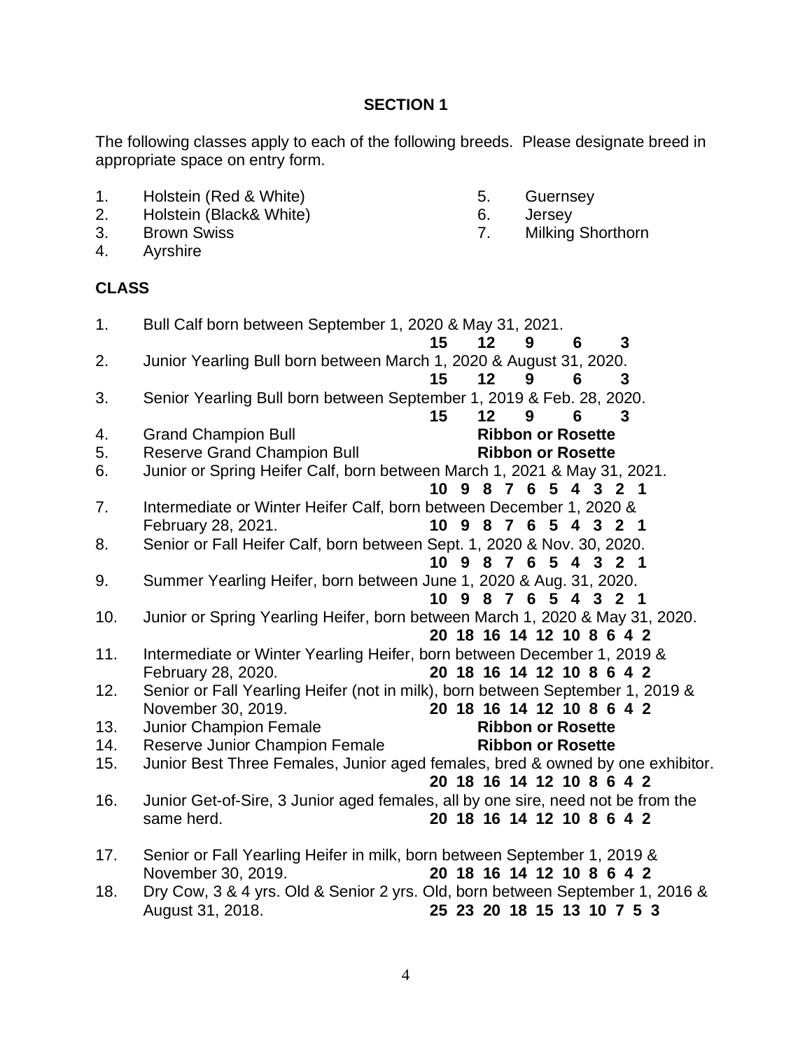## SECTION 1

The following classes apply to each of the following breeds. Please designate breed in appropriate space on entry form.

1. Holstein (Red & White)
2. Holstein (Black& White)
3. Brown Swiss
4. Ayrshire
5. Guernsey
6. Jersey
7. Milking Shorthorn

### CLASS

1. Bull Calf born between September 1, 2020 & May 31, 2021. **15 12 9 6 3**
2. Junior Yearling Bull born between March 1, 2020 & August 31, 2020. **15 12 9 6 3**
3. Senior Yearling Bull born between September 1, 2019 & Feb. 28, 2020. **15 12 9 6 3**
4. Grand Champion Bull **Ribbon or Rosette**
5. Reserve Grand Champion Bull **Ribbon or Rosette**
6. Junior or Spring Heifer Calf, born between March 1, 2021 & May 31, 2021. **10 9 8 7 6 5 4 3 2 1**
7. Intermediate or Winter Heifer Calf, born between December 1, 2020 & February 28, 2021. **10 9 8 7 6 5 4 3 2 1**
8. Senior or Fall Heifer Calf, born between Sept. 1, 2020 & Nov. 30, 2020. **10 9 8 7 6 5 4 3 2 1**
9. Summer Yearling Heifer, born between June 1, 2020 & Aug. 31, 2020. **10 9 8 7 6 5 4 3 2 1**
10. Junior or Spring Yearling Heifer, born between March 1, 2020 & May 31, 2020. **20 18 16 14 12 10 8 6 4 2**
11. Intermediate or Winter Yearling Heifer, born between December 1, 2019 & February 28, 2020. **20 18 16 14 12 10 8 6 4 2**
12. Senior or Fall Yearling Heifer (not in milk), born between September 1, 2019 & November 30, 2019. **20 18 16 14 12 10 8 6 4 2**
13. Junior Champion Female **Ribbon or Rosette**
14. Reserve Junior Champion Female **Ribbon or Rosette**
15. Junior Best Three Females, Junior aged females, bred & owned by one exhibitor. **20 18 16 14 12 10 8 6 4 2**
16. Junior Get-of-Sire, 3 Junior aged females, all by one sire, need not be from the same herd. **20 18 16 14 12 10 8 6 4 2**
17. Senior or Fall Yearling Heifer in milk, born between September 1, 2019 & November 30, 2019. **20 18 16 14 12 10 8 6 4 2**
18. Dry Cow, 3 & 4 yrs. Old & Senior 2 yrs. Old, born between September 1, 2016 & August 31, 2018. **25 23 20 18 15 13 10 7 5 3**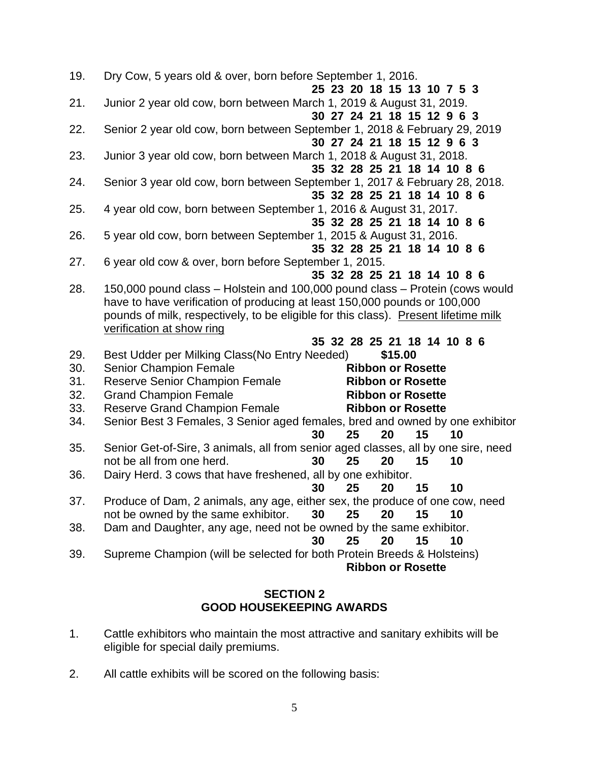19. Dry Cow, 5 years old & over, born before September 1, 2016.
**25 23 20 18 15 13 10 7 5 3**

21. Junior 2 year old cow, born between March 1, 2019 & August 31, 2019.
**30 27 24 21 18 15 12 9 6 3**

22. Senior 2 year old cow, born between September 1, 2018 & February 29, 2019
**30 27 24 21 18 15 12 9 6 3**

23. Junior 3 year old cow, born between March 1, 2018 & August 31, 2018.
**35 32 28 25 21 18 14 10 8 6**

24. Senior 3 year old cow, born between September 1, 2017 & February 28, 2018.
**35 32 28 25 21 18 14 10 8 6**

25. 4 year old cow, born between September 1, 2016 & August 31, 2017.
**35 32 28 25 21 18 14 10 8 6**

26. 5 year old cow, born between September 1, 2015 & August 31, 2016.
**35 32 28 25 21 18 14 10 8 6**

27. 6 year old cow & over, born before September 1, 2015.
**35 32 28 25 21 18 14 10 8 6**

28. 150,000 pound class – Holstein and 100,000 pound class – Protein (cows would have to have verification of producing at least 150,000 pounds or 100,000 pounds of milk, respectively, to be eligible for this class). <u>Present lifetime milk verification at show ring</u>
**35 32 28 25 21 18 14 10 8 6**

29. Best Udder per Milking Class(No Entry Needed) **$15.00**

30. Senior Champion Female **Ribbon or Rosette**

31. Reserve Senior Champion Female **Ribbon or Rosette**

32. Grand Champion Female **Ribbon or Rosette**

33. Reserve Grand Champion Female **Ribbon or Rosette**

34. Senior Best 3 Females, 3 Senior aged females, bred and owned by one exhibitor
**30 25 20 15 10**

35. Senior Get-of-Sire, 3 animals, all from senior aged classes, all by one sire, need not be all from one herd. **30 25 20 15 10**

36. Dairy Herd. 3 cows that have freshened, all by one exhibitor.
**30 25 20 15 10**

37. Produce of Dam, 2 animals, any age, either sex, the produce of one cow, need not be owned by the same exhibitor. **30 25 20 15 10**

38. Dam and Daughter, any age, need not be owned by the same exhibitor.
**30 25 20 15 10**

39. Supreme Champion (will be selected for both Protein Breeds & Holsteins)
**Ribbon or Rosette**

## SECTION 2
## GOOD HOUSEKEEPING AWARDS

1. Cattle exhibitors who maintain the most attractive and sanitary exhibits will be eligible for special daily premiums.

2. All cattle exhibits will be scored on the following basis: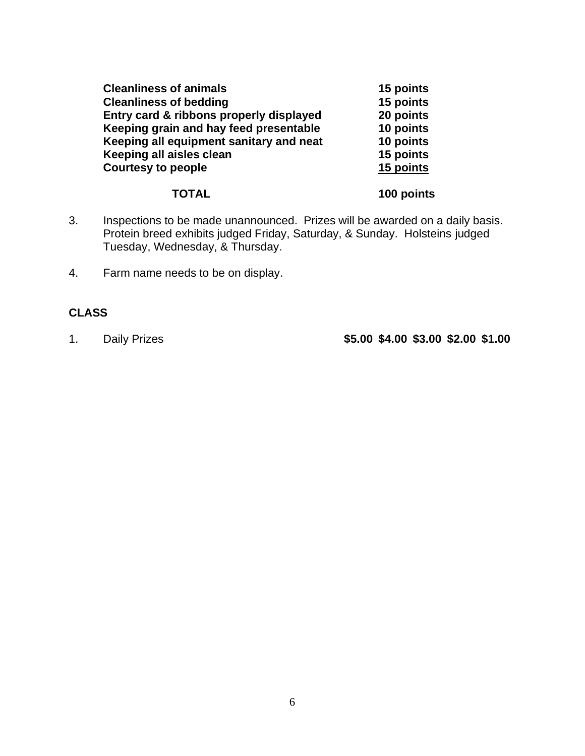| | |
|---|---|
| **Cleanliness of animals** | **15 points** |
| **Cleanliness of bedding** | **15 points** |
| **Entry card & ribbons properly displayed** | **20 points** |
| **Keeping grain and hay feed presentable** | **10 points** |
| **Keeping all equipment sanitary and neat** | **10 points** |
| **Keeping all aisles clean** | **15 points** |
| **Courtesy to people** | **15 points** |
| **TOTAL** | **100 points** |

3. Inspections to be made unannounced. Prizes will be awarded on a daily basis. Protein breed exhibits judged Friday, Saturday, & Sunday. Holsteins judged Tuesday, Wednesday, & Thursday.

4. Farm name needs to be on display.

**CLASS**

| | | | | | | |
|---|---|---|---|---|---|---|
| 1. | Daily Prizes | **$5.00** | **$4.00** | **$3.00** | **$2.00** | **$1.00** |